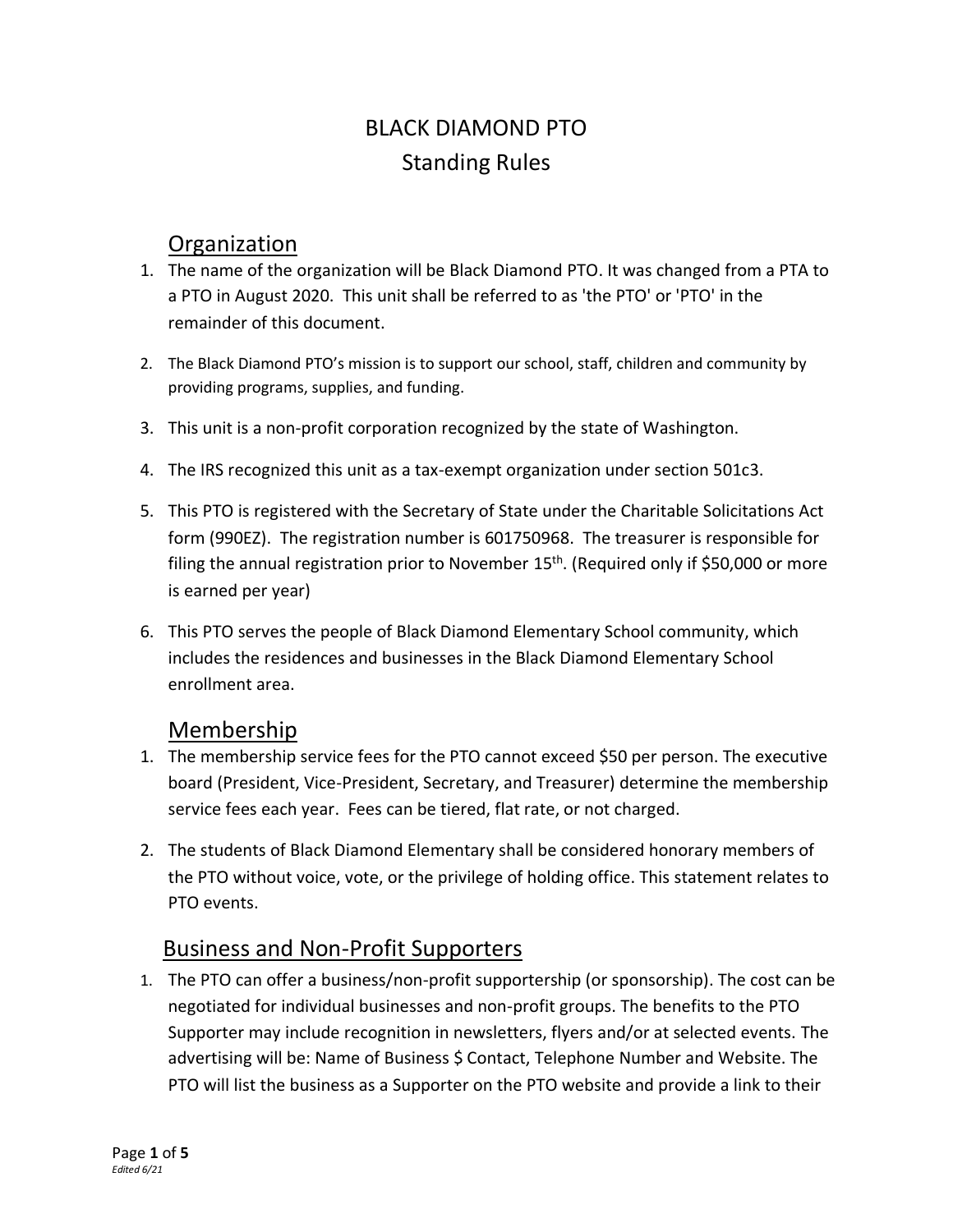# BLACK DIAMOND PTO
## Standing Rules

## Organization

1. The name of the organization will be Black Diamond PTO. It was changed from a PTA to a PTO in August 2020. This unit shall be referred to as 'the PTO' or 'PTO' in the remainder of this document.
2. The Black Diamond PTO's mission is to support our school, staff, children and community by providing programs, supplies, and funding.
3. This unit is a non-profit corporation recognized by the state of Washington.
4. The IRS recognized this unit as a tax-exempt organization under section 501c3.
5. This PTO is registered with the Secretary of State under the Charitable Solicitations Act form (990EZ). The registration number is 601750968. The treasurer is responsible for filing the annual registration prior to November 15th. (Required only if $50,000 or more is earned per year)
6. This PTO serves the people of Black Diamond Elementary School community, which includes the residences and businesses in the Black Diamond Elementary School enrollment area.

## Membership

1. The membership service fees for the PTO cannot exceed $50 per person. The executive board (President, Vice-President, Secretary, and Treasurer) determine the membership service fees each year. Fees can be tiered, flat rate, or not charged.
2. The students of Black Diamond Elementary shall be considered honorary members of the PTO without voice, vote, or the privilege of holding office. This statement relates to PTO events.

## Business and Non-Profit Supporters

1. The PTO can offer a business/non-profit supportership (or sponsorship). The cost can be negotiated for individual businesses and non-profit groups. The benefits to the PTO Supporter may include recognition in newsletters, flyers and/or at selected events. The advertising will be: Name of Business $ Contact, Telephone Number and Website. The PTO will list the business as a Supporter on the PTO website and provide a link to their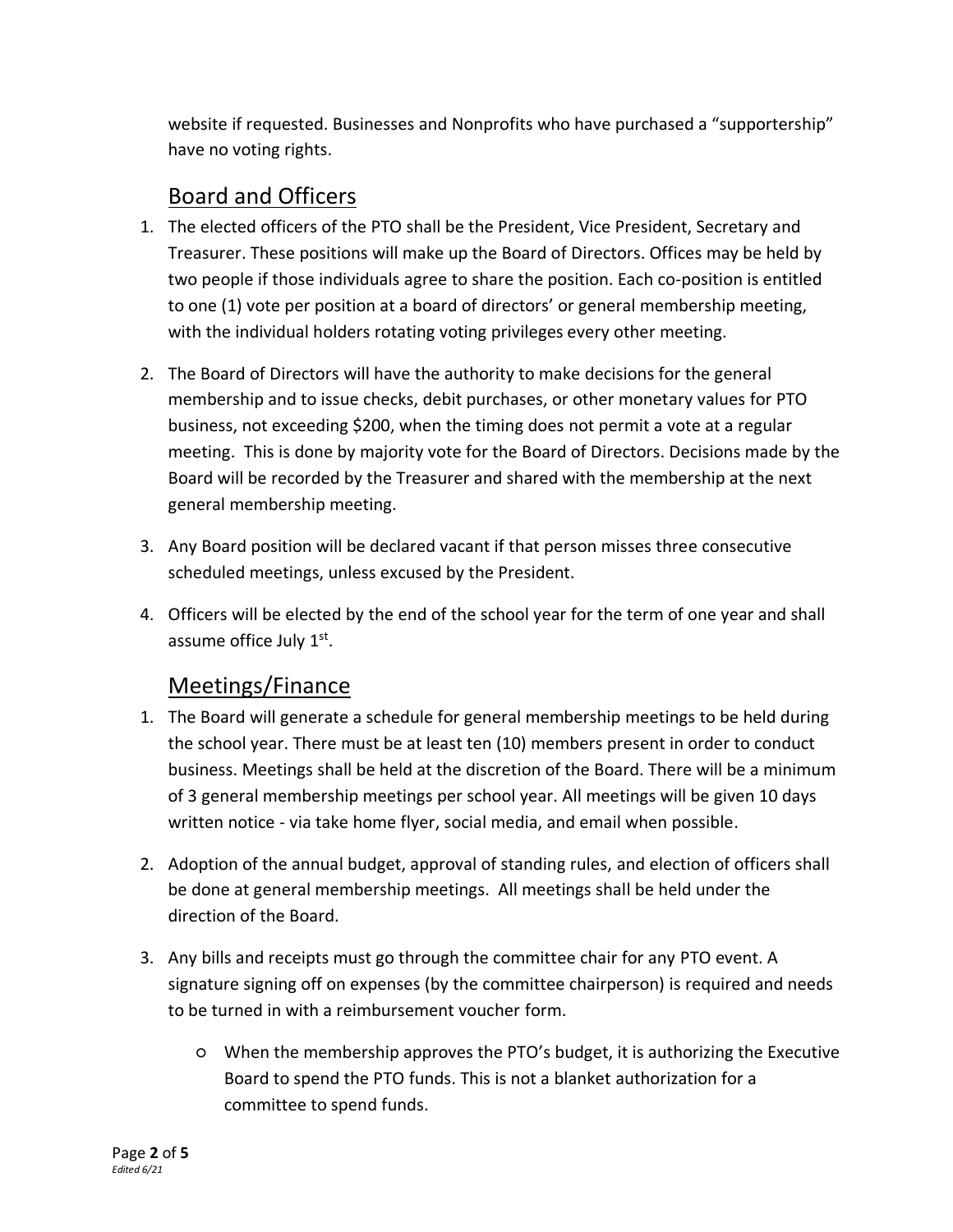website if requested. Businesses and Nonprofits who have purchased a "supportership" have no voting rights.

## Board and Officers

1. The elected officers of the PTO shall be the President, Vice President, Secretary and Treasurer. These positions will make up the Board of Directors. Offices may be held by two people if those individuals agree to share the position. Each co-position is entitled to one (1) vote per position at a board of directors' or general membership meeting, with the individual holders rotating voting privileges every other meeting.

2. The Board of Directors will have the authority to make decisions for the general membership and to issue checks, debit purchases, or other monetary values for PTO business, not exceeding $200, when the timing does not permit a vote at a regular meeting. This is done by majority vote for the Board of Directors. Decisions made by the Board will be recorded by the Treasurer and shared with the membership at the next general membership meeting.

3. Any Board position will be declared vacant if that person misses three consecutive scheduled meetings, unless excused by the President.

4. Officers will be elected by the end of the school year for the term of one year and shall assume office July 1st.

## Meetings/Finance

1. The Board will generate a schedule for general membership meetings to be held during the school year. There must be at least ten (10) members present in order to conduct business. Meetings shall be held at the discretion of the Board. There will be a minimum of 3 general membership meetings per school year. All meetings will be given 10 days written notice - via take home flyer, social media, and email when possible.

2. Adoption of the annual budget, approval of standing rules, and election of officers shall be done at general membership meetings. All meetings shall be held under the direction of the Board.

3. Any bills and receipts must go through the committee chair for any PTO event. A signature signing off on expenses (by the committee chairperson) is required and needs to be turned in with a reimbursement voucher form.

    - When the membership approves the PTO's budget, it is authorizing the Executive Board to spend the PTO funds. This is not a blanket authorization for a committee to spend funds.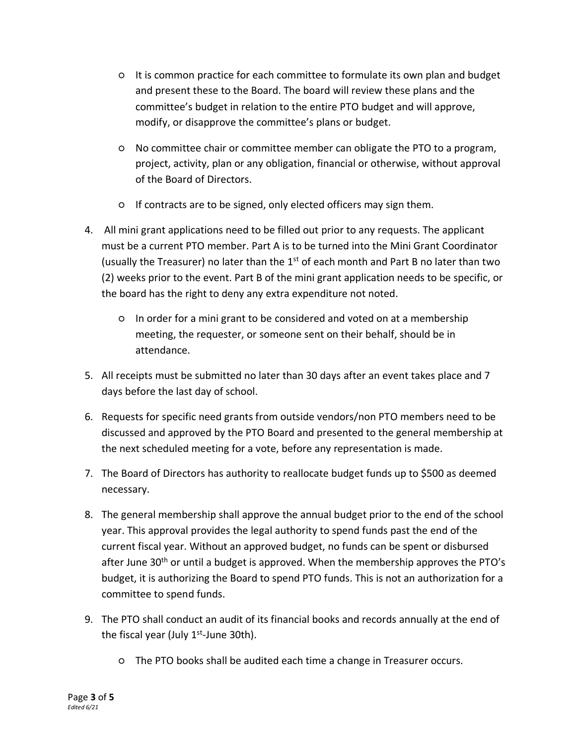- It is common practice for each committee to formulate its own plan and budget and present these to the Board. The board will review these plans and the committee's budget in relation to the entire PTO budget and will approve, modify, or disapprove the committee's plans or budget.

- No committee chair or committee member can obligate the PTO to a program, project, activity, plan or any obligation, financial or otherwise, without approval of the Board of Directors.

- If contracts are to be signed, only elected officers may sign them.

4. All mini grant applications need to be filled out prior to any requests. The applicant must be a current PTO member. Part A is to be turned into the Mini Grant Coordinator (usually the Treasurer) no later than the 1st of each month and Part B no later than two (2) weeks prior to the event. Part B of the mini grant application needs to be specific, or the board has the right to deny any extra expenditure not noted.

   - In order for a mini grant to be considered and voted on at a membership meeting, the requester, or someone sent on their behalf, should be in attendance.

5. All receipts must be submitted no later than 30 days after an event takes place and 7 days before the last day of school.

6. Requests for specific need grants from outside vendors/non PTO members need to be discussed and approved by the PTO Board and presented to the general membership at the next scheduled meeting for a vote, before any representation is made.

7. The Board of Directors has authority to reallocate budget funds up to $500 as deemed necessary.

8. The general membership shall approve the annual budget prior to the end of the school year. This approval provides the legal authority to spend funds past the end of the current fiscal year. Without an approved budget, no funds can be spent or disbursed after June 30th or until a budget is approved. When the membership approves the PTO's budget, it is authorizing the Board to spend PTO funds. This is not an authorization for a committee to spend funds.

9. The PTO shall conduct an audit of its financial books and records annually at the end of the fiscal year (July 1st-June 30th).

   - The PTO books shall be audited each time a change in Treasurer occurs.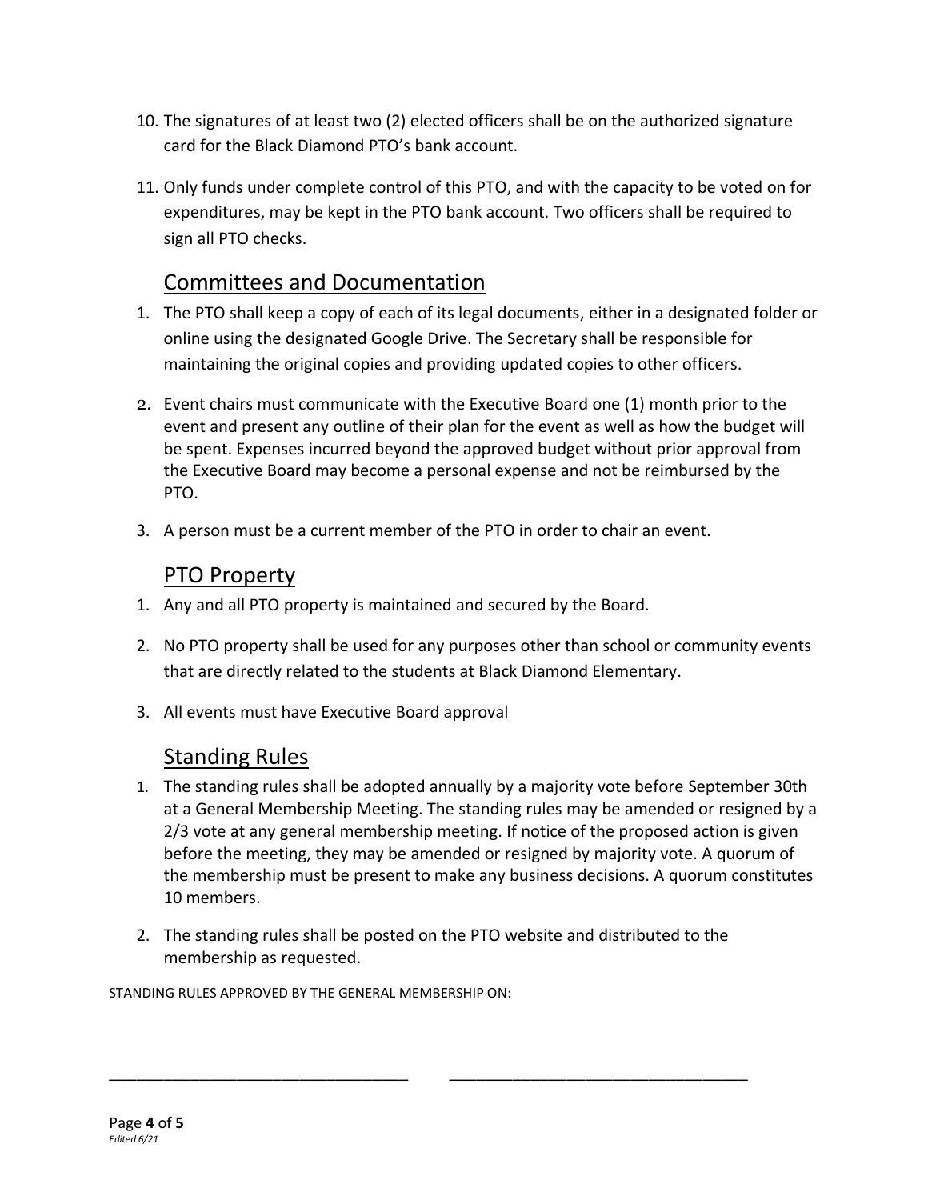10. The signatures of at least two (2) elected officers shall be on the authorized signature card for the Black Diamond PTO's bank account.

11. Only funds under complete control of this PTO, and with the capacity to be voted on for expenditures, may be kept in the PTO bank account. Two officers shall be required to sign all PTO checks.

## Committees and Documentation

1. The PTO shall keep a copy of each of its legal documents, either in a designated folder or online using the designated Google Drive. The Secretary shall be responsible for maintaining the original copies and providing updated copies to other officers.

2. Event chairs must communicate with the Executive Board one (1) month prior to the event and present any outline of their plan for the event as well as how the budget will be spent. Expenses incurred beyond the approved budget without prior approval from the Executive Board may become a personal expense and not be reimbursed by the PTO.

3. A person must be a current member of the PTO in order to chair an event.

## PTO Property

1. Any and all PTO property is maintained and secured by the Board.

2. No PTO property shall be used for any purposes other than school or community events that are directly related to the students at Black Diamond Elementary.

3. All events must have Executive Board approval

## Standing Rules

1. The standing rules shall be adopted annually by a majority vote before September 30th at a General Membership Meeting. The standing rules may be amended or resigned by a 2/3 vote at any general membership meeting. If notice of the proposed action is given before the meeting, they may be amended or resigned by majority vote. A quorum of the membership must be present to make any business decisions. A quorum constitutes 10 members.

2. The standing rules shall be posted on the PTO website and distributed to the membership as requested.

STANDING RULES APPROVED BY THE GENERAL MEMBERSHIP ON:

___________________________________ ___________________________________

*Edited 6/21*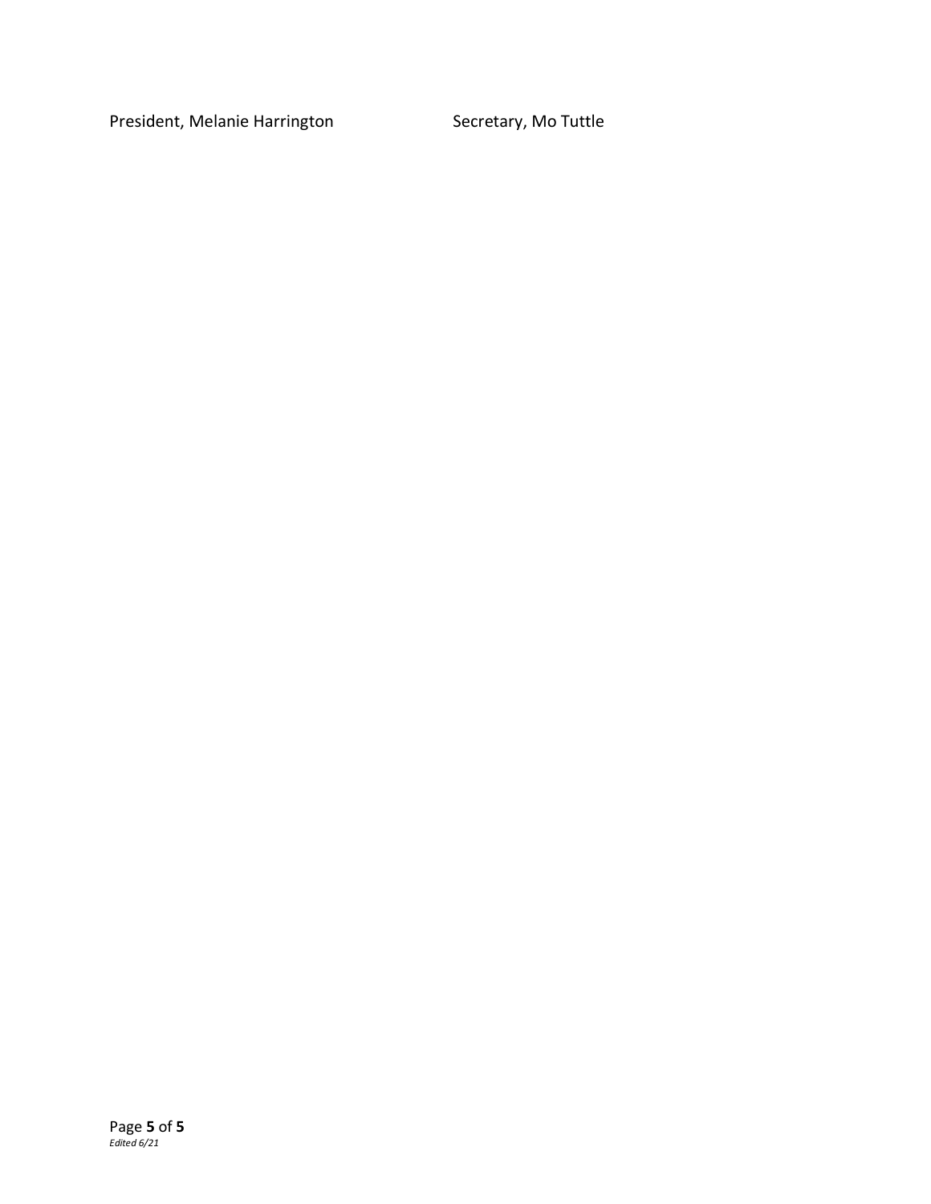President, Melanie Harrington                    Secretary, Mo Tuttle

*Edited 6/21*